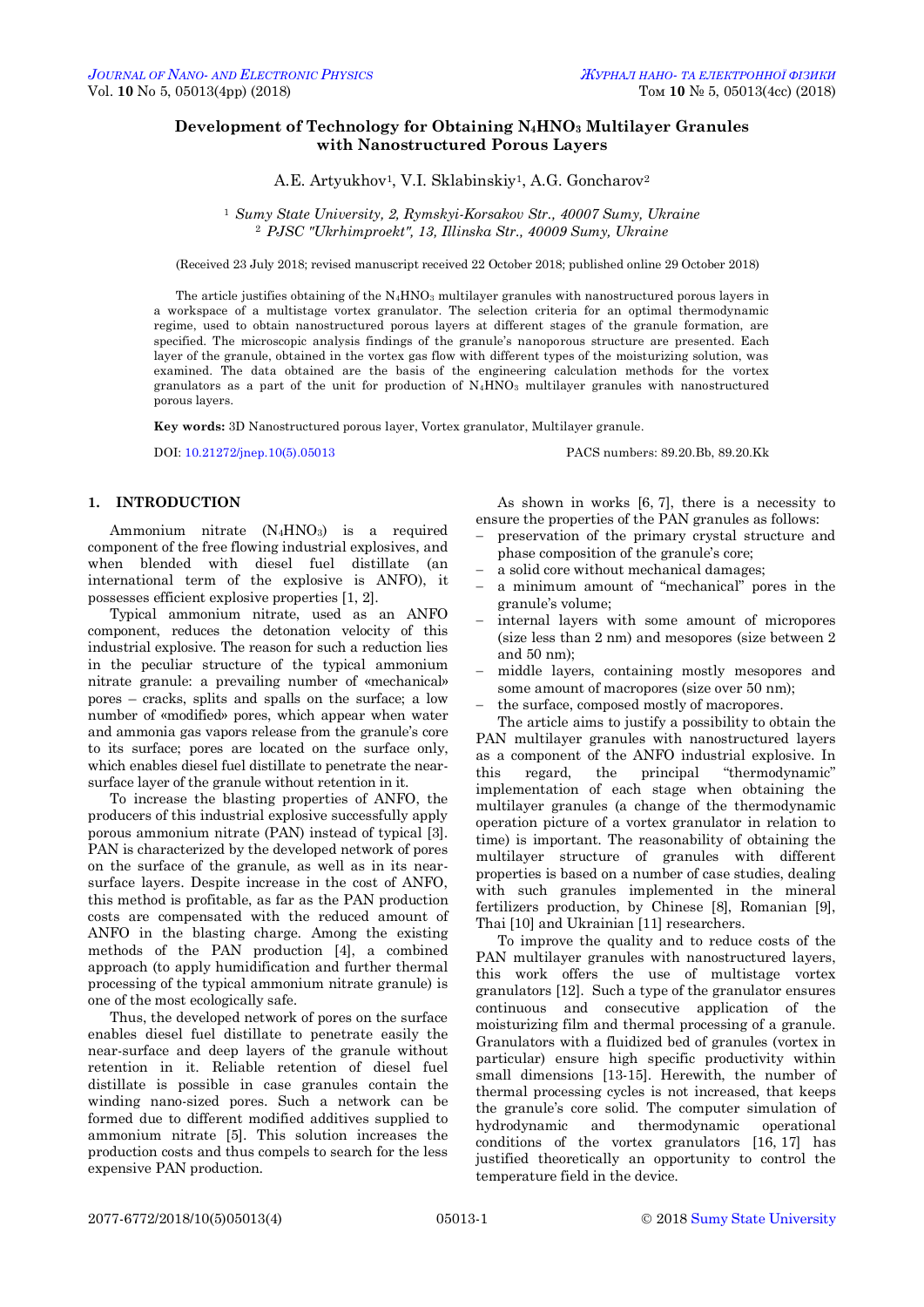# Development of Technology for Obtaining $N_4HNO_3$ Multilayer Granules with Nanostructured Porous Layers

A.E. Artyukhov[1], V.I. Sklabinskiy[1], A.G. Goncharov[2]

[1] *Sumy State University, 2, Rymskyi-Korsakov Str., 40007 Sumy, Ukraine*
[2] *PJSC "Ukrhimproekt", 13, Illinska Str., 40009 Sumy, Ukraine*

(Received 23 July 2018; revised manuscript received 22 October 2018; published online 29 October 2018)

The article justifies obtaining of the $N_4HNO_3$ multilayer granules with nanostructured porous layers in a workspace of a multistage vortex granulator. The selection criteria for an optimal thermodynamic regime, used to obtain nanostructured porous layers at different stages of the granule formation, are specified. The microscopic analysis findings of the granule's nanoporous structure are presented. Each layer of the granule, obtained in the vortex gas flow with different types of the moisturizing solution, was examined. The data obtained are the basis of the engineering calculation methods for the vortex granulators as a part of the unit for production of $N_4HNO_3$ multilayer granules with nanostructured porous layers.

**Key words:** 3D Nanostructured porous layer, Vortex granulator, Multilayer granule.

DOI: 10.21272/jnep.10(5).05013 PACS numbers: 89.20.Bb, 89.20.Kk

## 1. INTRODUCTION

Ammonium nitrate ($N_4HNO_3$) is a required component of the free flowing industrial explosives, and when blended with diesel fuel distillate (an international term of the explosive is ANFO), it possesses efficient explosive properties [1, 2].

Typical ammonium nitrate, used as an ANFO component, reduces the detonation velocity of this industrial explosive. The reason for such a reduction lies in the peculiar structure of the typical ammonium nitrate granule: a prevailing number of «mechanical» pores – cracks, splits and spalls on the surface; a low number of «modified» pores, which appear when water and ammonia gas vapors release from the granule's core to its surface; pores are located on the surface only, which enables diesel fuel distillate to penetrate the near-surface layer of the granule without retention in it.

To increase the blasting properties of ANFO, the producers of this industrial explosive successfully apply porous ammonium nitrate (PAN) instead of typical [3]. PAN is characterized by the developed network of pores on the surface of the granule, as well as in its near-surface layers. Despite increase in the cost of ANFO, this method is profitable, as far as the PAN production costs are compensated with the reduced amount of ANFO in the blasting charge. Among the existing methods of the PAN production [4], a combined approach (to apply humidification and further thermal processing of the typical ammonium nitrate granule) is one of the most ecologically safe.

Thus, the developed network of pores on the surface enables diesel fuel distillate to penetrate easily the near-surface and deep layers of the granule without retention in it. Reliable retention of diesel fuel distillate is possible in case granules contain the winding nano-sized pores. Such a network can be formed due to different modified additives supplied to ammonium nitrate [5]. This solution increases the production costs and thus compels to search for the less expensive PAN production.

As shown in works [6, 7], there is a necessity to ensure the properties of the PAN granules as follows:

- preservation of the primary crystal structure and phase composition of the granule's core;
- a solid core without mechanical damages;
- a minimum amount of "mechanical" pores in the granule's volume;
- internal layers with some amount of micropores (size less than 2 nm) and mesopores (size between 2 and 50 nm);
- middle layers, containing mostly mesopores and some amount of macropores (size over 50 nm);
- the surface, composed mostly of macropores.

The article aims to justify a possibility to obtain the PAN multilayer granules with nanostructured layers as a component of the ANFO industrial explosive. In this regard, the principal "thermodynamic" implementation of each stage when obtaining the multilayer granules (a change of the thermodynamic operation picture of a vortex granulator in relation to time) is important. The reasonability of obtaining the multilayer structure of granules with different properties is based on a number of case studies, dealing with such granules implemented in the mineral fertilizers production, by Chinese [8], Romanian [9], Thai [10] and Ukrainian [11] researchers.

To improve the quality and to reduce costs of the PAN multilayer granules with nanostructured layers, this work offers the use of multistage vortex granulators [12]. Such a type of the granulator ensures continuous and consecutive application of the moisturizing film and thermal processing of a granule. Granulators with a fluidized bed of granules (vortex in particular) ensure high specific productivity within small dimensions [13-15]. Herewith, the number of thermal processing cycles is not increased, that keeps the granule's core solid. The computer simulation of hydrodynamic and thermodynamic operational conditions of the vortex granulators [16, 17] has justified theoretically an opportunity to control the temperature field in the device.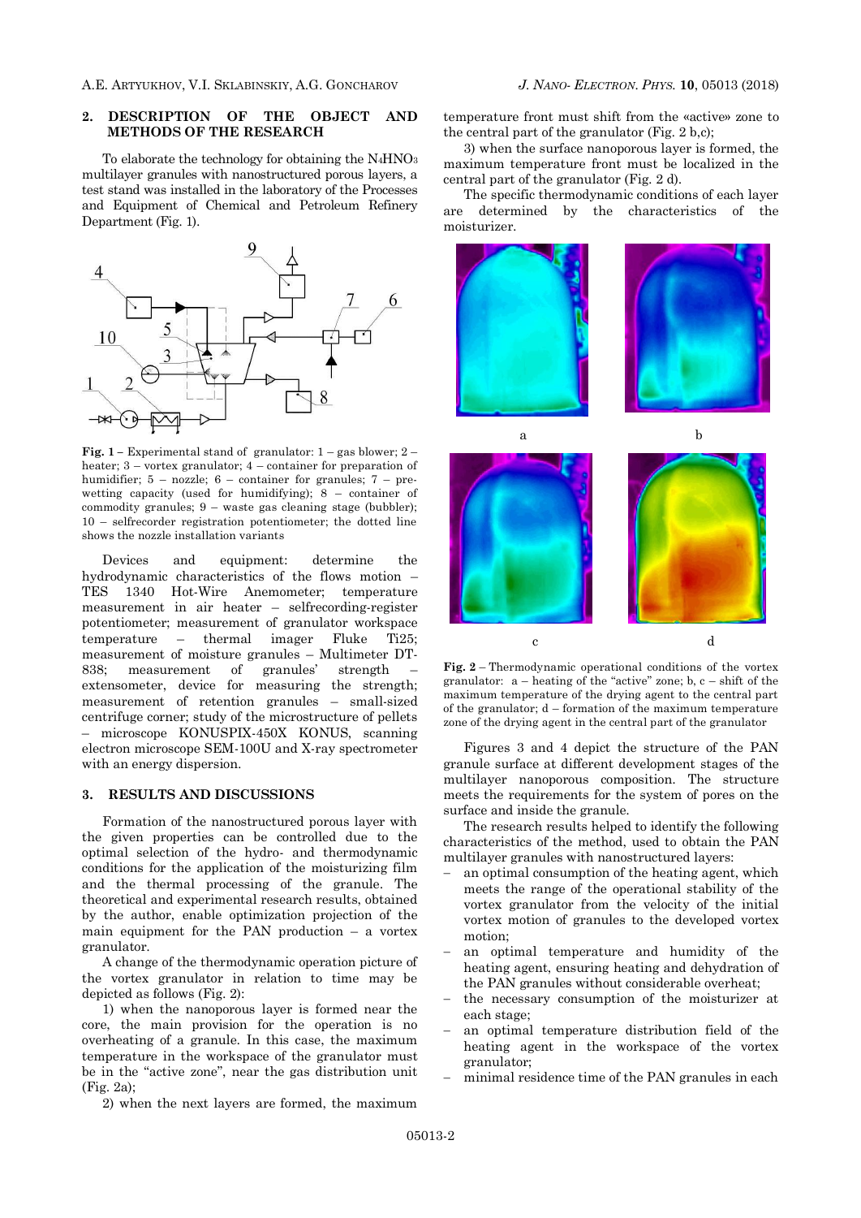## 2. DESCRIPTION OF THE OBJECT AND METHODS OF THE RESEARCH

To elaborate the technology for obtaining the $N_4HNO_3$ multilayer granules with nanostructured porous layers, a test stand was installed in the laboratory of the Processes and Equipment of Chemical and Petroleum Refinery Department (Fig. 1).

**Fig. 1** – Experimental stand of granulator: 1 – gas blower; 2 – heater; 3 – vortex granulator; 4 – container for preparation of humidifier; 5 – nozzle; 6 – container for granules; 7 – pre-wetting capacity (used for humidifying); 8 – container of commodity granules; 9 – waste gas cleaning stage (bubbler); 10 – selfrecorder registration potentiometer; the dotted line shows the nozzle installation variants

Devices and equipment: determine the hydrodynamic characteristics of the flows motion – TES 1340 Hot-Wire Anemometer; temperature measurement in air heater – selfrecording-register potentiometer; measurement of granulator workspace temperature – thermal imager Fluke Ti25; measurement of moisture granules – Multimeter DT-838; measurement of granules' strength – extensometer, device for measuring the strength; measurement of retention granules – small-sized centrifuge corner; study of the microstructure of pellets – microscope KONUSPIX-450X KONUS, scanning electron microscope SEM-100U and X-ray spectrometer with an energy dispersion.

## 3. RESULTS AND DISCUSSIONS

Formation of the nanostructured porous layer with the given properties can be controlled due to the optimal selection of the hydro- and thermodynamic conditions for the application of the moisturizing film and the thermal processing of the granule. The theoretical and experimental research results, obtained by the author, enable optimization projection of the main equipment for the PAN production – a vortex granulator.

A change of the thermodynamic operation picture of the vortex granulator in relation to time may be depicted as follows (Fig. 2):

1) when the nanoporous layer is formed near the core, the main provision for the operation is no overheating of a granule. In this case, the maximum temperature in the workspace of the granulator must be in the "active zone", near the gas distribution unit (Fig. 2a);

2) when the next layers are formed, the maximum temperature front must shift from the «active» zone to the central part of the granulator (Fig. 2 b,c);

3) when the surface nanoporous layer is formed, the maximum temperature front must be localized in the central part of the granulator (Fig. 2 d).

The specific thermodynamic conditions of each layer are determined by the characteristics of the moisturizer.

**Fig. 2** – Thermodynamic operational conditions of the vortex granulator: a – heating of the "active" zone; b, c – shift of the maximum temperature of the drying agent to the central part of the granulator; d – formation of the maximum temperature zone of the drying agent in the central part of the granulator

Figures 3 and 4 depict the structure of the PAN granule surface at different development stages of the multilayer nanoporous composition. The structure meets the requirements for the system of pores on the surface and inside the granule.

The research results helped to identify the following characteristics of the method, used to obtain the PAN multilayer granules with nanostructured layers:

- an optimal consumption of the heating agent, which meets the range of the operational stability of the vortex granulator from the velocity of the initial vortex motion of granules to the developed vortex motion;
- an optimal temperature and humidity of the heating agent, ensuring heating and dehydration of the PAN granules without considerable overheat;
- the necessary consumption of the moisturizer at each stage;
- an optimal temperature distribution field of the heating agent in the workspace of the vortex granulator;
- minimal residence time of the PAN granules in each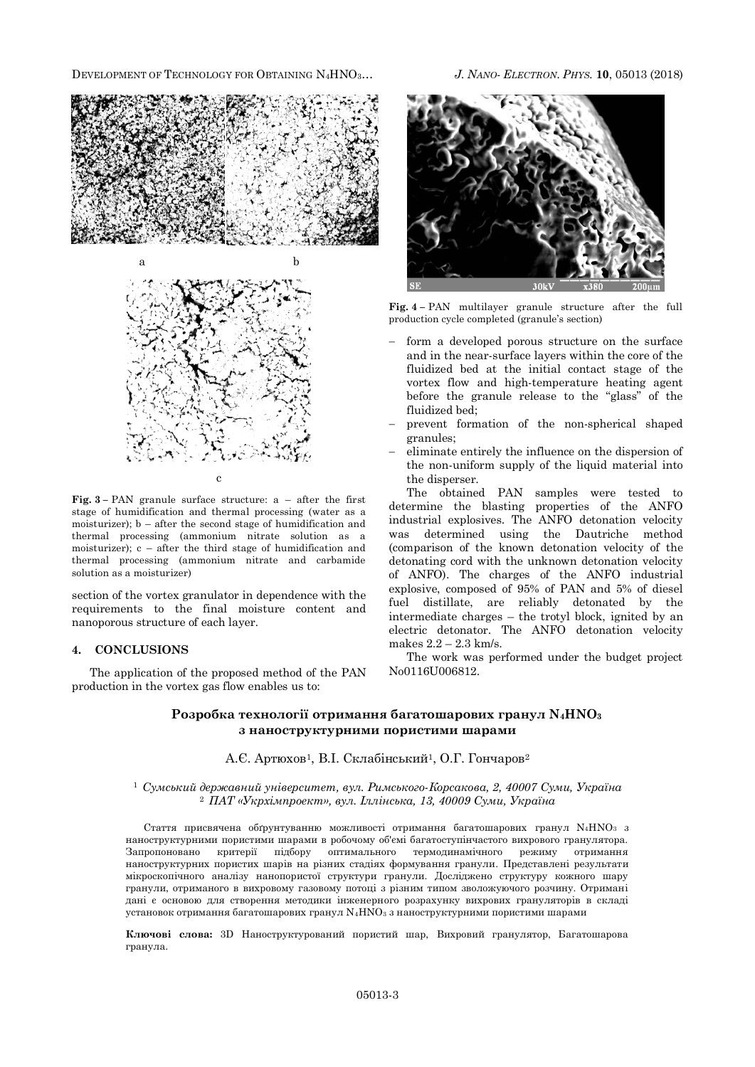a b

c

**Fig. 3** – PAN granule surface structure: a – after the first stage of humidification and thermal processing (water as a moisturizer); b – after the second stage of humidification and thermal processing (ammonium nitrate solution as a moisturizer); c – after the third stage of humidification and thermal processing (ammonium nitrate and carbamide solution as a moisturizer)

section of the vortex granulator in dependence with the requirements to the final moisture content and nanoporous structure of each layer.

## 4. CONCLUSIONS

The application of the proposed method of the PAN production in the vortex gas flow enables us to:

**Fig. 4** – PAN multilayer granule structure after the full production cycle completed (granule's section)

- form a developed porous structure on the surface and in the near-surface layers within the core of the fluidized bed at the initial contact stage of the vortex flow and high-temperature heating agent before the granule release to the "glass" of the fluidized bed;
- prevent formation of the non-spherical shaped granules;
- eliminate entirely the influence on the dispersion of the non-uniform supply of the liquid material into the disperser.

The obtained PAN samples were tested to determine the blasting properties of the ANFO industrial explosives. The ANFO detonation velocity was determined using the Dautriche method (comparison of the known detonation velocity of the detonating cord with the unknown detonation velocity of ANFO). The charges of the ANFO industrial explosive, composed of 95% of PAN and 5% of diesel fuel distillate, are reliably detonated by the intermediate charges – the trotyl block, ignited by an electric detonator. The ANFO detonation velocity makes 2.2 – 2.3 km/s.

The work was performed under the budget project No0116U006812.

## Розробка технології отримання багатошарових гранул $N_4HNO_3$ з наноструктурними пористими шарами

А.Є. Артюхов[1], В.І. Склабінський[1], О.Г. Гончаров[2]

[1] *Сумський державний університет, вул. Римського-Корсакова, 2, 40007 Суми, Україна*
[2] *ПАТ «Укрхімпроект», вул. Іллінська, 13, 40009 Суми, Україна*

Стаття присвячена обґрунтуванню можливості отримання багатошарових гранул $N_4HNO_3$ з наноструктурними пористими шарами в робочому об'ємі багатоступінчастого вихрового гранулятора. Запропоновано критерії підбору оптимального термодинамічного режиму отримання наноструктурних пористих шарів на різних стадіях формування гранули. Представлені результати мікроскопічного аналізу нанопористої структури гранули. Досліджено структуру кожного шару гранули, отриманого в вихровому газовому потоці з різним типом зволожуючого розчину. Отримані дані є основою для створення методики інженерного розрахунку вихрових грануляторів в складі установок отримання багатошарових гранул $N_4HNO_3$ з наноструктурними пористими шарами

**Ключові слова:** 3D Наноструктурований пористий шар, Вихровий гранулятор, Багатошарова гранула.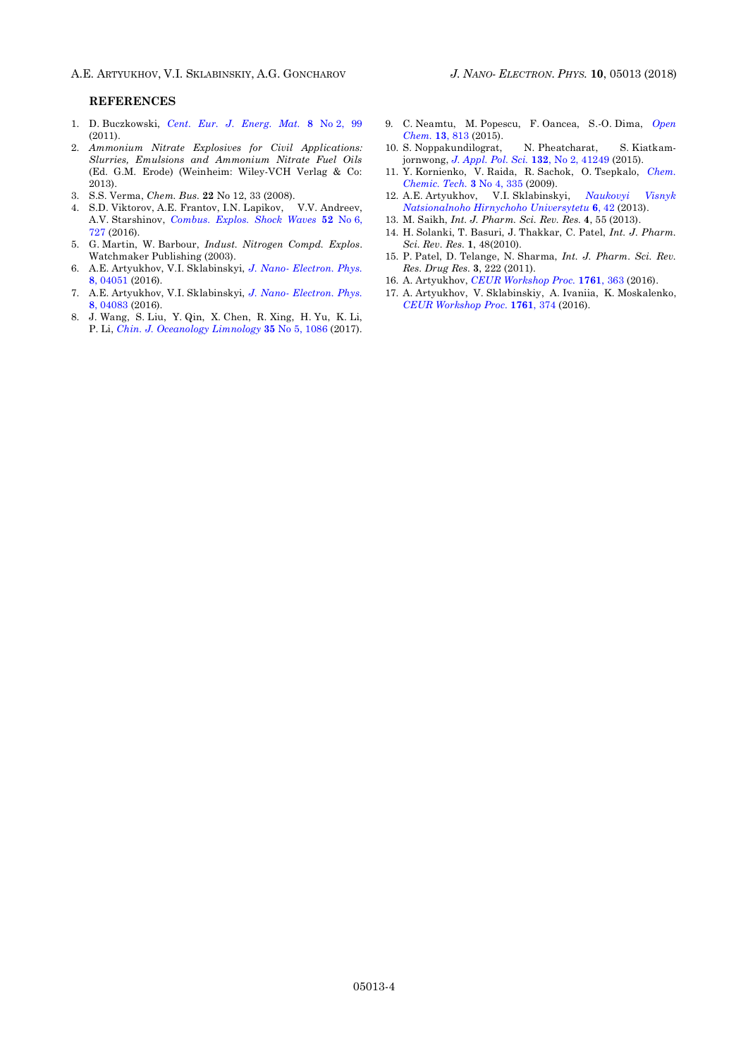## REFERENCES

1. D. Buczkowski, *Cent. Eur. J. Energ. Mat.* **8** No 2, 99 (2011).
2. *Ammonium Nitrate Explosives for Civil Applications: Slurries, Emulsions and Ammonium Nitrate Fuel Oils* (Ed. G.M. Erode) (Weinheim: Wiley-VCH Verlag & Co: 2013).
3. S.S. Verma, *Chem. Bus.* **22** No 12, 33 (2008).
4. S.D. Viktorov, A.E. Frantov, I.N. Lapikov, V.V. Andreev, A.V. Starshinov, *Combus. Explos. Shock Waves* **52** No 6, 727 (2016).
5. G. Martin, W. Barbour, *Indust. Nitrogen Compd. Explos.* Watchmaker Publishing (2003).
6. A.E. Artyukhov, V.I. Sklabinskyi, *J. Nano- Electron. Phys.* **8**, 04051 (2016).
7. A.E. Artyukhov, V.I. Sklabinskyi, *J. Nano- Electron. Phys.* **8**, 04083 (2016).
8. J. Wang, S. Liu, Y. Qin, X. Chen, R. Xing, H. Yu, K. Li, P. Li, *Chin. J. Oceanology Limnology* **35** No 5, 1086 (2017).
9. C. Neamtu, M. Popescu, F. Oancea, S.-O. Dima, *Open Chem.* **13**, 813 (2015).
10. S. Noppakundilograt, N. Pheatcharat, S. Kiatkamjornwong, *J. Appl. Pol. Sci.* **132**, No 2, 41249 (2015).
11. Y. Kornienko, V. Raida, R. Sachok, O. Tsepkalo, *Chem. Chemic. Tech.* **3** No 4, 335 (2009).
12. A.E. Artyukhov, V.I. Sklabinskyi, *Naukovyi Visnyk Natsionalnoho Hirnychoho Universytetu* **6**, 42 (2013).
13. M. Saikh, *Int. J. Pharm. Sci. Rev. Res.* **4**, 55 (2013).
14. H. Solanki, T. Basuri, J. Thakkar, C. Patel, *Int. J. Pharm. Sci. Rev. Res.* **1**, 48(2010).
15. P. Patel, D. Telange, N. Sharma, *Int. J. Pharm. Sci. Rev. Res. Drug Res.* **3**, 222 (2011).
16. A. Artyukhov, *CEUR Workshop Proc.* **1761**, 363 (2016).
17. A. Artyukhov, V. Sklabinskiy, A. Ivaniia, K. Moskalenko, *CEUR Workshop Proc.* **1761**, 374 (2016).